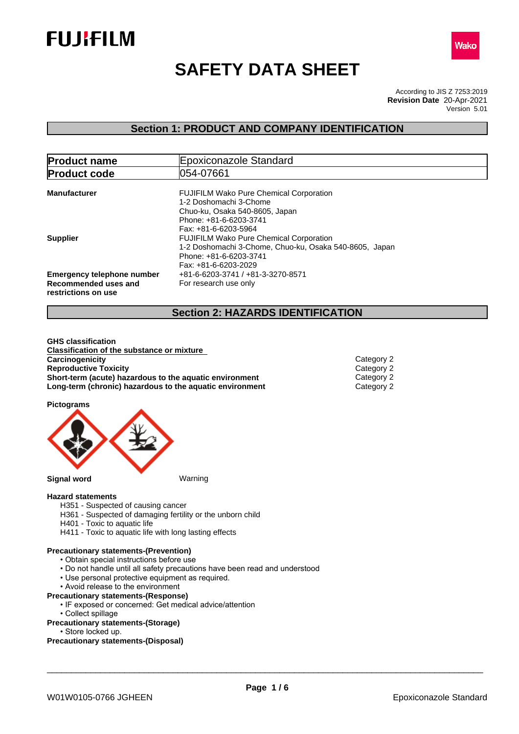# SAFETY DATA SHEET

According to JIS Z 7253:2019
**Revision Date** 20-Apr-2021
Version 5.01

## Section 1: PRODUCT AND COMPANY IDENTIFICATION

| **Product name** | Epoxiconazole Standard |
|---|---|
| **Product code** | 054-07661 |

**Manufacturer**
FUJIFILM Wako Pure Chemical Corporation
1-2 Doshomachi 3-Chome
Chuo-ku, Osaka 540-8605, Japan
Phone: +81-6-6203-3741
Fax: +81-6-6203-5964

**Supplier**
FUJIFILM Wako Pure Chemical Corporation
1-2 Doshomachi 3-Chome, Chuo-ku, Osaka 540-8605, Japan
Phone: +81-6-6203-3741
Fax: +81-6-6203-2029

**Emergency telephone number** +81-6-6203-3741 / +81-3-3270-8571

**Recommended uses and restrictions on use** For research use only

## Section 2: HAZARDS IDENTIFICATION

**GHS classification**

**Classification of the substance or mixture**

| | |
|---|---|
| **Carcinogenicity** | Category 2 |
| **Reproductive Toxicity** | Category 2 |
| **Short-term (acute) hazardous to the aquatic environment** | Category 2 |
| **Long-term (chronic) hazardous to the aquatic environment** | Category 2 |

**Pictograms**

**Signal word** Warning

**Hazard statements**
- H351 - Suspected of causing cancer
- H361 - Suspected of damaging fertility or the unborn child
- H401 - Toxic to aquatic life
- H411 - Toxic to aquatic life with long lasting effects

**Precautionary statements-(Prevention)**
- Obtain special instructions before use
- Do not handle until all safety precautions have been read and understood
- Use personal protective equipment as required.
- Avoid release to the environment

**Precautionary statements-(Response)**
- IF exposed or concerned: Get medical advice/attention
- Collect spillage

**Precautionary statements-(Storage)**
- Store locked up.

**Precautionary statements-(Disposal)**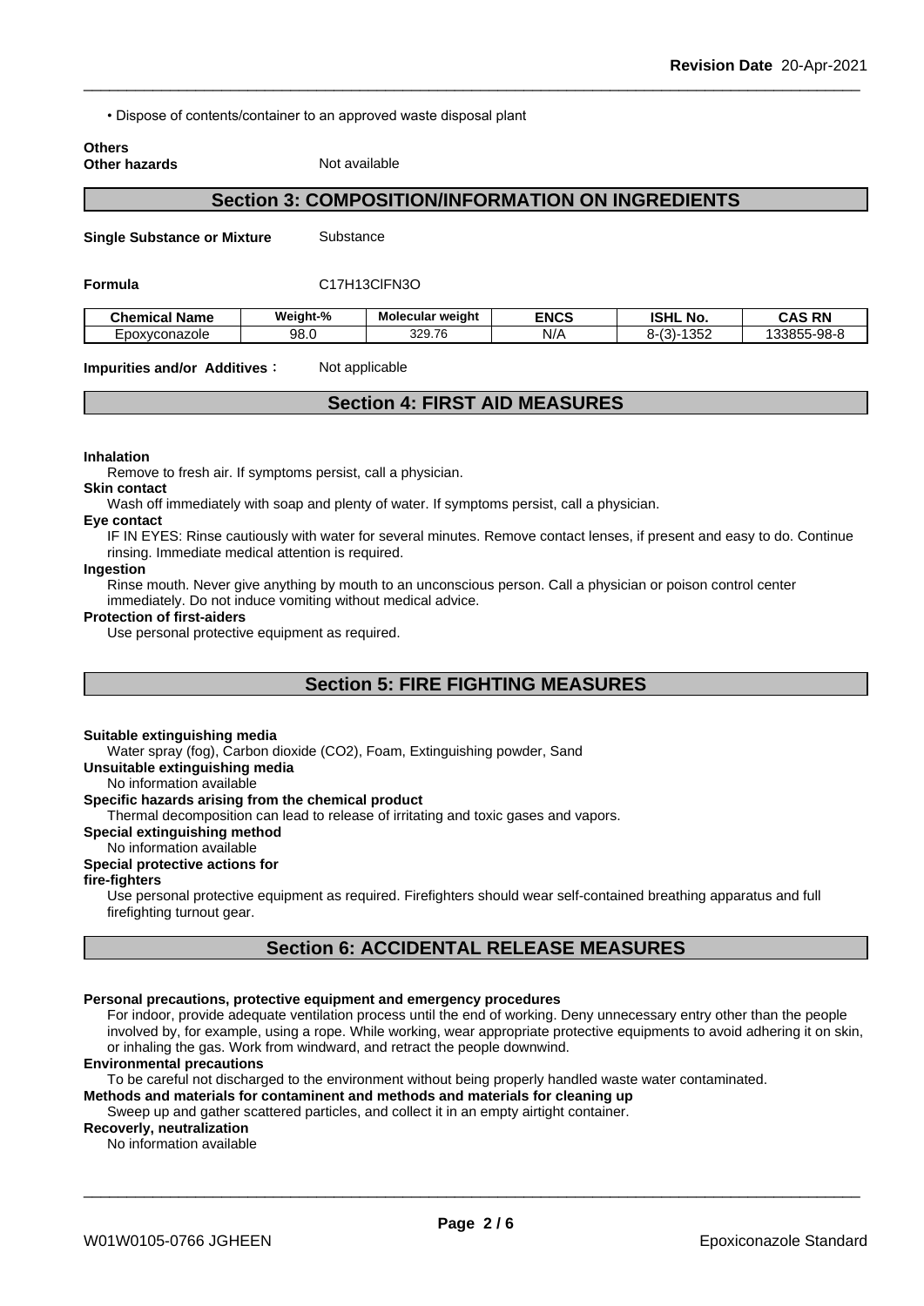• Dispose of contents/container to an approved waste disposal plant

**Others**
**Other hazards** Not available

## Section 3: COMPOSITION/INFORMATION ON INGREDIENTS

**Single Substance or Mixture** Substance

**Formula** C17H13ClFN3O

| Chemical Name | Weight-% | Molecular weight | ENCS | ISHL No. | CAS RN |
|---|---|---|---|---|---|
| Epoxyconazole | 98.0 | 329.76 | N/A | 8-(3)-1352 | 133855-98-8 |

**Impurities and/or Additives :** Not applicable

## Section 4: FIRST AID MEASURES

**Inhalation**
Remove to fresh air. If symptoms persist, call a physician.

**Skin contact**
Wash off immediately with soap and plenty of water. If symptoms persist, call a physician.

**Eye contact**
IF IN EYES: Rinse cautiously with water for several minutes. Remove contact lenses, if present and easy to do. Continue rinsing. Immediate medical attention is required.

**Ingestion**
Rinse mouth. Never give anything by mouth to an unconscious person. Call a physician or poison control center immediately. Do not induce vomiting without medical advice.

**Protection of first-aiders**
Use personal protective equipment as required.

## Section 5: FIRE FIGHTING MEASURES

**Suitable extinguishing media**
Water spray (fog), Carbon dioxide (CO2), Foam, Extinguishing powder, Sand

**Unsuitable extinguishing media**
No information available

**Specific hazards arising from the chemical product**
Thermal decomposition can lead to release of irritating and toxic gases and vapors.

**Special extinguishing method**
No information available

**Special protective actions for fire-fighters**
Use personal protective equipment as required. Firefighters should wear self-contained breathing apparatus and full firefighting turnout gear.

## Section 6: ACCIDENTAL RELEASE MEASURES

**Personal precautions, protective equipment and emergency procedures**
For indoor, provide adequate ventilation process until the end of working. Deny unnecessary entry other than the people involved by, for example, using a rope. While working, wear appropriate protective equipments to avoid adhering it on skin, or inhaling the gas. Work from windward, and retract the people downwind.

**Environmental precautions**
To be careful not discharged to the environment without being properly handled waste water contaminated.

**Methods and materials for contaminent and methods and materials for cleaning up**
Sweep up and gather scattered particles, and collect it in an empty airtight container.

**Recoverly, neutralization**
No information available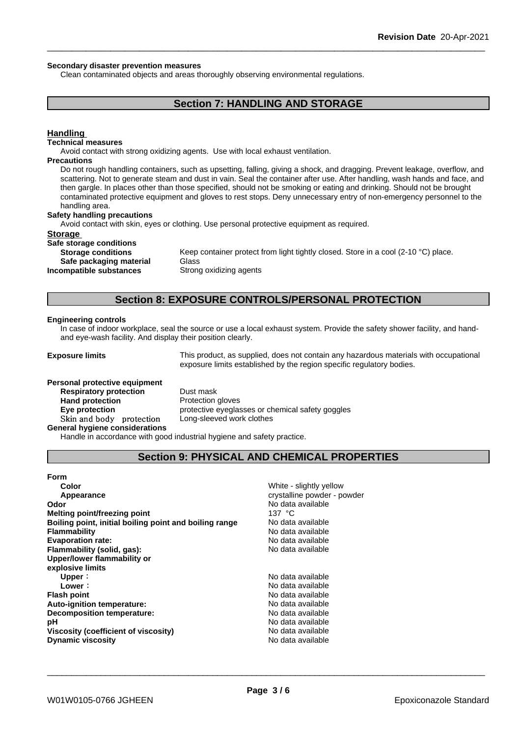**Secondary disaster prevention measures**

Clean contaminated objects and areas thoroughly observing environmental regulations.

## Section 7: HANDLING AND STORAGE

### Handling

**Technical measures**

Avoid contact with strong oxidizing agents. Use with local exhaust ventilation.

**Precautions**

Do not rough handling containers, such as upsetting, falling, giving a shock, and dragging. Prevent leakage, overflow, and scattering. Not to generate steam and dust in vain. Seal the container after use. After handling, wash hands and face, and then gargle. In places other than those specified, should not be smoking or eating and drinking. Should not be brought contaminated protective equipment and gloves to rest stops. Deny unnecessary entry of non-emergency personnel to the handling area.

**Safety handling precautions**

Avoid contact with skin, eyes or clothing. Use personal protective equipment as required.

### Storage

**Safe storage conditions**

**Storage conditions** Keep container protect from light tightly closed. Store in a cool (2-10 °C) place.

**Safe packaging material** Glass

**Incompatible substances** Strong oxidizing agents

## Section 8: EXPOSURE CONTROLS/PERSONAL PROTECTION

**Engineering controls**

In case of indoor workplace, seal the source or use a local exhaust system. Provide the safety shower facility, and hand- and eye-wash facility. And display their position clearly.

**Exposure limits** This product, as supplied, does not contain any hazardous materials with occupational exposure limits established by the region specific regulatory bodies.

**Personal protective equipment**

**Respiratory protection** Dust mask

**Hand protection** Protection gloves

**Eye protection** protective eyeglasses or chemical safety goggles

**Skin and body protection** Long-sleeved work clothes

**General hygiene considerations**

Handle in accordance with good industrial hygiene and safety practice.

## Section 9: PHYSICAL AND CHEMICAL PROPERTIES

**Form**

| Property | Value |
|---|---|
| **Color** | White - slightly yellow |
| **Appearance** | crystalline powder - powder |
| **Odor** | No data available |
| **Melting point/freezing point** | 137 °C |
| **Boiling point, initial boiling point and boiling range** | No data available |
| **Flammability** | No data available |
| **Evaporation rate:** | No data available |
| **Flammability (solid, gas):** | No data available |
| **Upper/lower flammability or explosive limits** | |
| **Upper：** | No data available |
| **Lower：** | No data available |
| **Flash point** | No data available |
| **Auto-ignition temperature:** | No data available |
| **Decomposition temperature:** | No data available |
| **pH** | No data available |
| **Viscosity (coefficient of viscosity)** | No data available |
| **Dynamic viscosity** | No data available |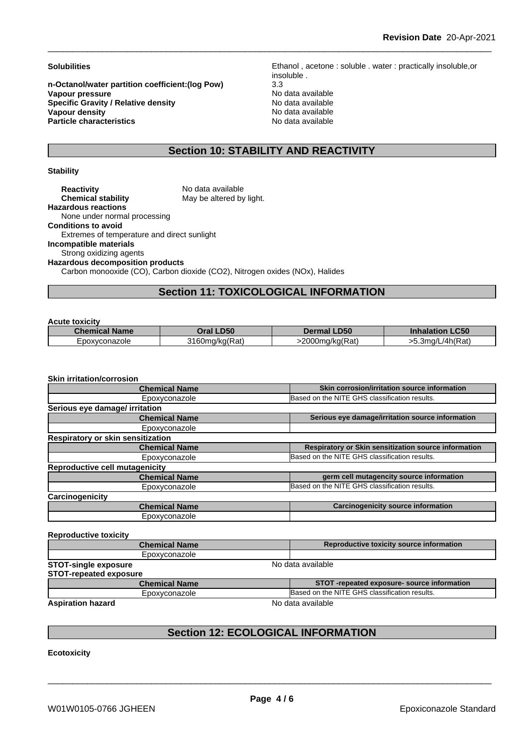| | |
|---|---|
| **Solubilities** | Ethanol , acetone : soluble . water : practically insoluble,or insoluble . |
| **n-Octanol/water partition coefficient:(log Pow)** | 3.3 |
| **Vapour pressure** | No data available |
| **Specific Gravity / Relative density** | No data available |
| **Vapour density** | No data available |
| **Particle characteristics** | No data available |

## Section 10: STABILITY AND REACTIVITY

**Stability**

**Reactivity** No data available
**Chemical stability** May be altered by light.

**Hazardous reactions**
None under normal processing

**Conditions to avoid**
Extremes of temperature and direct sunlight

**Incompatible materials**
Strong oxidizing agents

**Hazardous decomposition products**
Carbon monooxide (CO), Carbon dioxide ($CO_2$), Nitrogen oxides (NOx), Halides

## Section 11: TOXICOLOGICAL INFORMATION

**Acute toxicity**

| Chemical Name | Oral LD50 | Dermal LD50 | Inhalation LC50 |
|---|---|---|---|
| Epoxyconazole | 3160mg/kg(Rat) | >2000mg/kg(Rat) | >5.3mg/L/4h(Rat) |

**Skin irritation/corrosion**

| Chemical Name | Skin corrosion/irritation source information |
|---|---|
| Epoxyconazole | Based on the NITE GHS classification results. |

**Serious eye damage/ irritation**

| Chemical Name | Serious eye damage/irritation source information |
|---|---|
| Epoxyconazole | |

**Respiratory or skin sensitization**

| Chemical Name | Respiratory or Skin sensitization source information |
|---|---|
| Epoxyconazole | Based on the NITE GHS classification results. |

**Reproductive cell mutagenicity**

| Chemical Name | germ cell mutagencity source information |
|---|---|
| Epoxyconazole | Based on the NITE GHS classification results. |

**Carcinogenicity**

| Chemical Name | Carcinogenicity source information |
|---|---|
| Epoxyconazole | |

**Reproductive toxicity**

| Chemical Name | Reproductive toxicity source information |
|---|---|
| Epoxyconazole | |

**STOT-single exposure** No data available

**STOT-repeated exposure**

| Chemical Name | STOT -repeated exposure- source information |
|---|---|
| Epoxyconazole | Based on the NITE GHS classification results. |

**Aspiration hazard** No data available

## Section 12: ECOLOGICAL INFORMATION

**Ecotoxicity**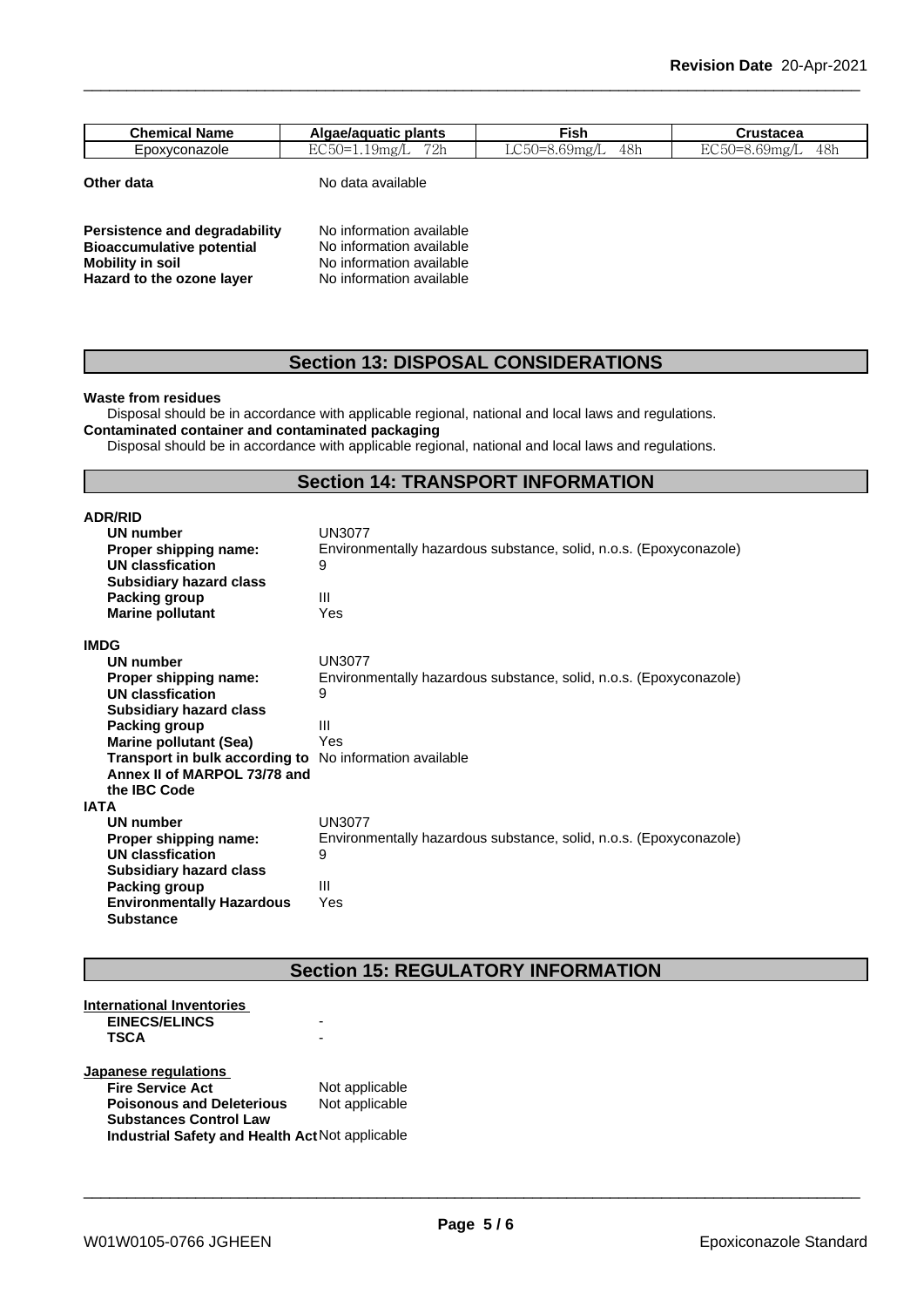| Chemical Name | Algae/aquatic plants | Fish | Crustacea |
| --- | --- | --- | --- |
| Epoxyconazole | EC50=1.19mg/L 72h | LC50=8.69mg/L 48h | EC50=8.69mg/L 48h |

**Other data** No data available

**Persistence and degradability** No information available
**Bioaccumulative potential** No information available
**Mobility in soil** No information available
**Hazard to the ozone layer** No information available

## Section 13: DISPOSAL CONSIDERATIONS

**Waste from residues**

Disposal should be in accordance with applicable regional, national and local laws and regulations.

**Contaminated container and contaminated packaging**

Disposal should be in accordance with applicable regional, national and local laws and regulations.

## Section 14: TRANSPORT INFORMATION

**ADR/RID**

| | |
| --- | --- |
| **UN number** | UN3077 |
| **Proper shipping name:** | Environmentally hazardous substance, solid, n.o.s. (Epoxyconazole) |
| **UN classfication** | 9 |
| **Subsidiary hazard class** | |
| **Packing group** | III |
| **Marine pollutant** | Yes |

**IMDG**

| | |
| --- | --- |
| **UN number** | UN3077 |
| **Proper shipping name:** | Environmentally hazardous substance, solid, n.o.s. (Epoxyconazole) |
| **UN classfication** | 9 |
| **Subsidiary hazard class** | |
| **Packing group** | III |
| **Marine pollutant (Sea)** | Yes |
| **Transport in bulk according to Annex II of MARPOL 73/78 and the IBC Code** | No information available |

**IATA**

| | |
| --- | --- |
| **UN number** | UN3077 |
| **Proper shipping name:** | Environmentally hazardous substance, solid, n.o.s. (Epoxyconazole) |
| **UN classfication** | 9 |
| **Subsidiary hazard class** | |
| **Packing group** | III |
| **Environmentally Hazardous Substance** | Yes |

## Section 15: REGULATORY INFORMATION

**International Inventories**

| | |
| --- | --- |
| **EINECS/ELINCS** | - |
| **TSCA** | - |

**Japanese regulations**

| | |
| --- | --- |
| **Fire Service Act** | Not applicable |
| **Poisonous and Deleterious Substances Control Law** | Not applicable |
| **Industrial Safety and Health Act** | Not applicable |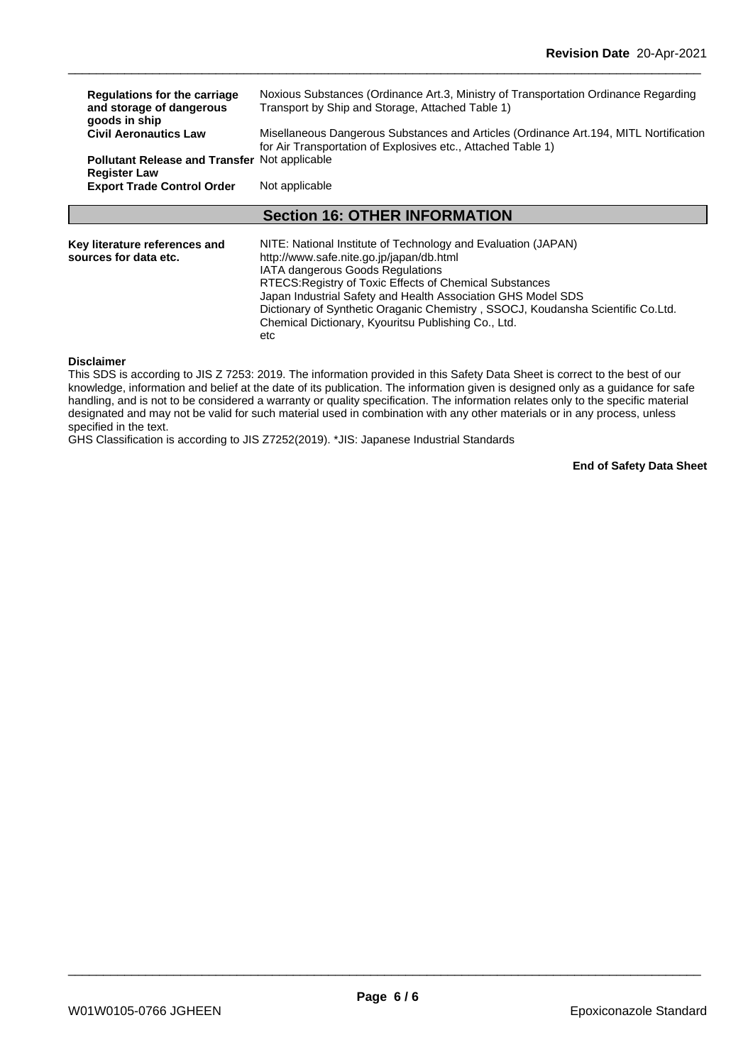| | |
|---|---|
| **Regulations for the carriage and storage of dangerous goods in ship** | Noxious Substances (Ordinance Art.3, Ministry of Transportation Ordinance Regarding Transport by Ship and Storage, Attached Table 1) |
| **Civil Aeronautics Law** | Misellaneous Dangerous Substances and Articles (Ordinance Art.194, MITL Nortification for Air Transportation of Explosives etc., Attached Table 1) |
| **Pollutant Release and Transfer Register Law** | Not applicable |
| **Export Trade Control Order** | Not applicable |

## Section 16: OTHER INFORMATION

**Key literature references and sources for data etc.**

NITE: National Institute of Technology and Evaluation (JAPAN)
http://www.safe.nite.go.jp/japan/db.html
IATA dangerous Goods Regulations
RTECS:Registry of Toxic Effects of Chemical Substances
Japan Industrial Safety and Health Association GHS Model SDS
Dictionary of Synthetic Oraganic Chemistry , SSOCJ, Koudansha Scientific Co.Ltd.
Chemical Dictionary, Kyouritsu Publishing Co., Ltd.
etc

**Disclaimer**

This SDS is according to JIS Z 7253: 2019. The information provided in this Safety Data Sheet is correct to the best of our knowledge, information and belief at the date of its publication. The information given is designed only as a guidance for safe handling, and is not to be considered a warranty or quality specification. The information relates only to the specific material designated and may not be valid for such material used in combination with any other materials or in any process, unless specified in the text.

GHS Classification is according to JIS Z7252(2019). *JIS: Japanese Industrial Standards

**End of Safety Data Sheet**